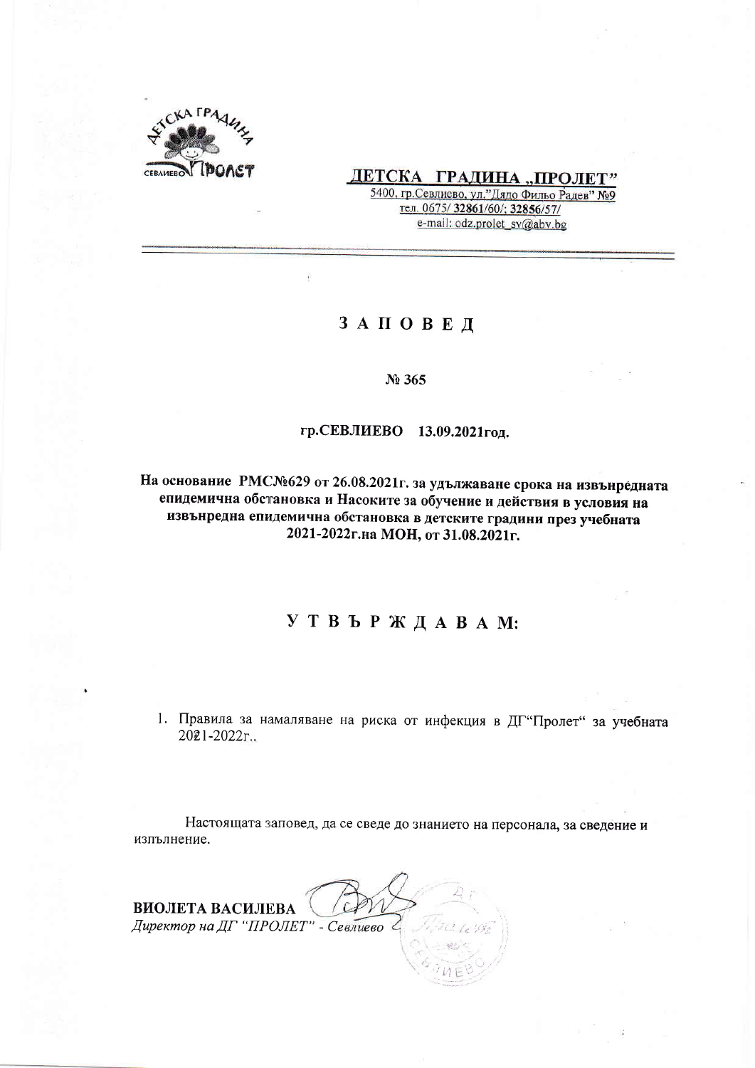**ДЕТСКА ГРАДИНА „ПРОЛЕТ"**

5400, гр.Севлиево, ул."Дядо Фильо Радев" №9
тел. 0675/ 32861/60/; 32856/57/
e-mail: odz.prolet_sv@abv.bg

# З А П О В Е Д

**№ 365**

**гр.СЕВЛИЕВО 13.09.2021год.**

**На основание РМС№629 от 26.08.2021г. за удължаване срока на извънредната епидемична обстановка и Насоките за обучение и действия в условия на извънредна епидемична обстановка в детските градини през учебната 2021-2022г.на МОН, от 31.08.2021г.**

## У Т В Ъ Р Ж Д А В А М:

1. Правила за намаляване на риска от инфекция в ДГ"Пролет" за учебната 2021-2022г..

Настоящата заповед, да се сведе до знанието на персонала, за сведение и изпълнение.

**ВИОЛЕТА ВАСИЛЕВА**
*Директор на ДГ "ПРОЛЕТ" - Севлиево*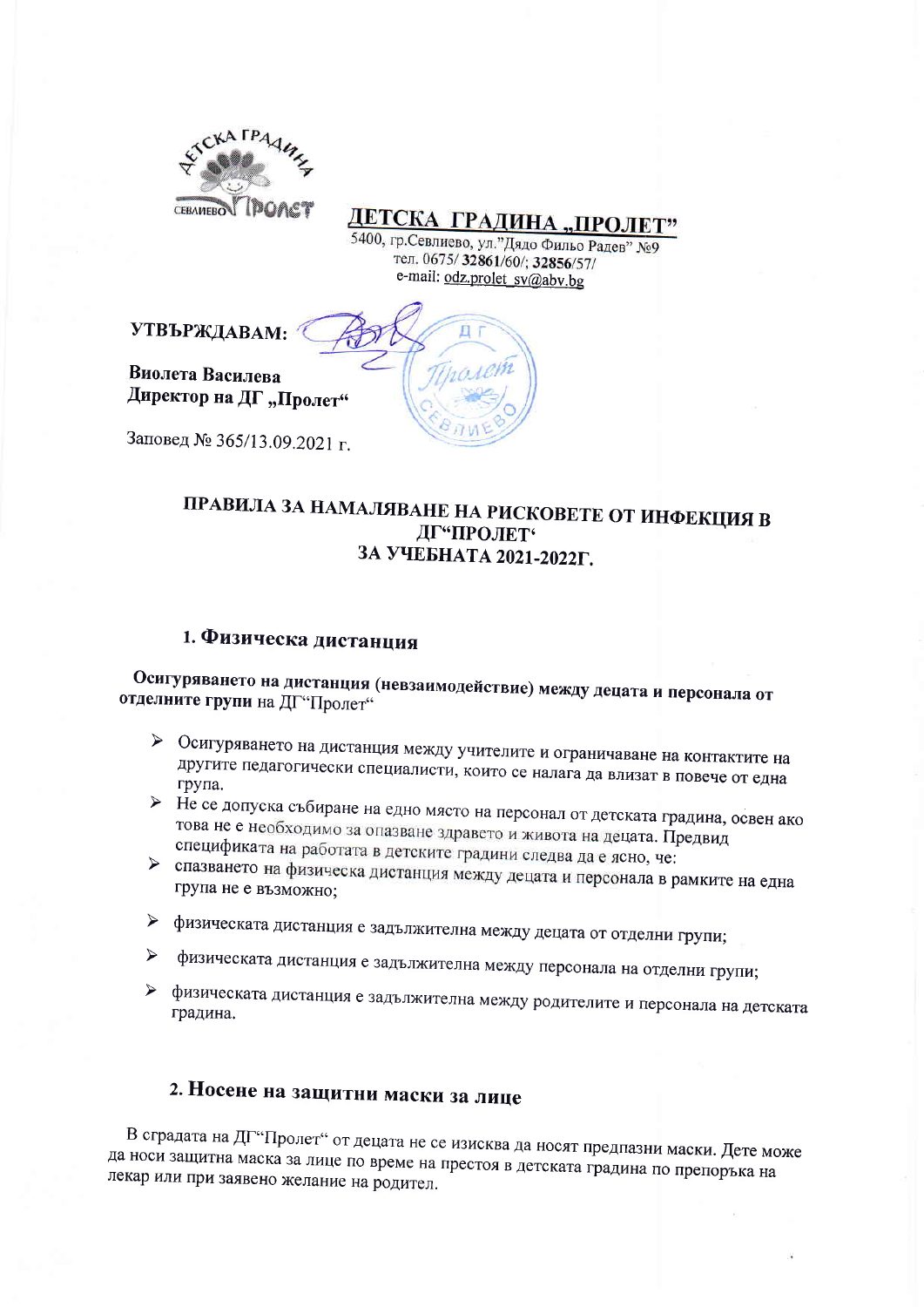**ДЕТСКА ГРАДИНА „ПРОЛЕТ"**

5400, гр.Севлиево, ул."Дядо Фильо Радев" №9
тел. 0675/ **32861**/60/; **32856**/57/
e-mail: odz.prolet_sv@abv.bg

**УТВЪРЖДАВАМ:**

**Виолета Василева**
**Директор на ДГ „Пролет"**

Заповед № 365/13.09.2021 г.

# ПРАВИЛА ЗА НАМАЛЯВАНЕ НА РИСКОВЕТЕ ОТ ИНФЕКЦИЯ В ДГ"ПРОЛЕТ' ЗА УЧЕБНАТА 2021-2022Г.

## 1. Физическа дистанция

**Осигуряването на дистанция (невзаимодействие) между децата и персонала от отделните групи** на ДГ"Пролет"

- Осигуряването на дистанция между учителите и ограничаване на контактите на другите педагогически специалисти, които се налага да влизат в повече от една група.
- Не се допуска събиране на едно място на персонал от детската градина, освен ако това не е необходимо за опазване здравето и живота на децата. Предвид спецификата на работата в детските градини следва да е ясно, че:
- спазването на физическа дистанция между децата и персонала в рамките на една група не е възможно;
- физическата дистанция е задължителна между децата от отделни групи;
- физическата дистанция е задължителна между персонала на отделни групи;
- физическата дистанция е задължителна между родителите и персонала на детската градина.

## 2. Носене на защитни маски за лице

В сградата на ДГ"Пролет" от децата не се изисква да носят предпазни маски. Дете може да носи защитна маска за лице по време на престоя в детската градина по препоръка на лекар или при заявено желание на родител.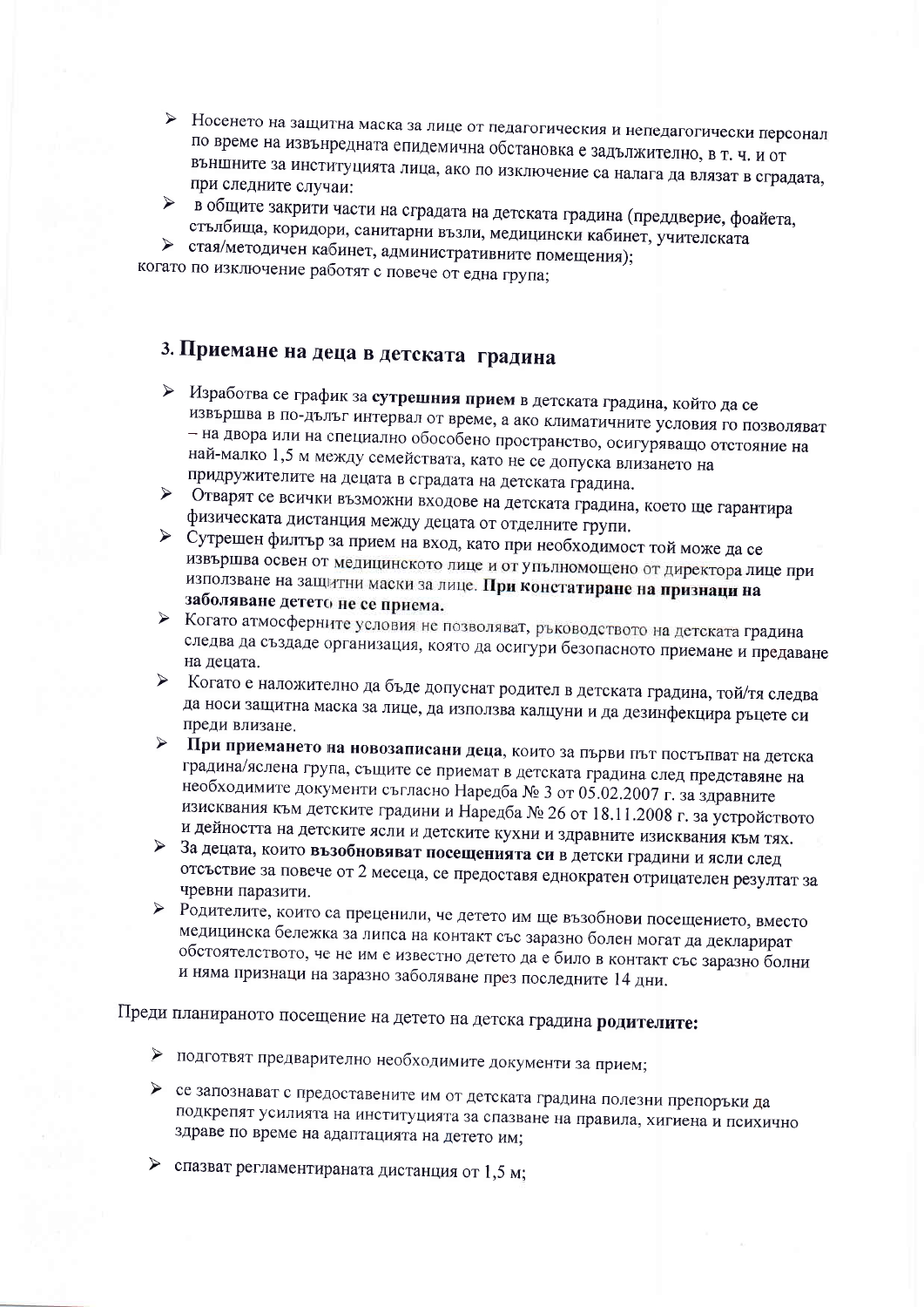- Носенето на защитна маска за лице от педагогическия и непедагогически персонал по време на извънредната епидемична обстановка е задължително, в т. ч. и от външните за институцията лица, ако по изключение са налага да влязат в сградата, при следните случаи:
- в общите закрити части на сградата на детската градина (преддверие, фоайета, стълбища, коридори, санитарни възли, медицински кабинет, учителската
- стая/методичен кабинет, административните помещения);

когато по изключение работят с повече от една група;

## 3. Приемане на деца в детската градина

- Изработва се график за **сутрешния прием** в детската градина, който да се извършва в по-дълъг интервал от време, а ако климатичните условия го позволяват – на двора или на специално обособено пространство, осигуряващо отстояние на най-малко 1,5 м между семействата, като не се допуска влизането на придружителите на децата в сградата на детската градина.
- Отварят се всички възможни входове на детската градина, което ще гарантира физическата дистанция между децата от отделните групи.
- Сутрешен филтър за прием на вход, като при необходимост той може да се извършва освен от медицинското лице и от упълномощено от директора лице при използване на защитни маски за лице. **При констатиране на признаци на заболяване детето не се приема.**
- Когато атмосферните условия не позволяват, ръководството на детската градина следва да създаде организация, която да осигури безопасното приемане и предаване на децата.
- Когато е наложително да бъде допуснат родител в детската градина, той/тя следва да носи защитна маска за лице, да използва калцуни и да дезинфекцира ръцете си преди влизане.
- **При приемането на новозаписани деца**, които за първи път постъпват на детска градина/яслена група, същите се приемат в детската градина след представяне на необходимите документи съгласно Наредба № 3 от 05.02.2007 г. за здравните изисквания към детските градини и Наредба № 26 от 18.11.2008 г. за устройството и дейността на детските ясли и детските кухни и здравните изисквания към тях.
- За децата, които **възобновяват посещенията си** в детски градини и ясли след отсъствие за повече от 2 месеца, се предоставя еднократен отрицателен резултат за чревни паразити.
- Родителите, които са преценили, че детето им ще възобнови посещението, вместо медицинска бележка за липса на контакт със заразно болен могат да декларират обстоятелството, че не им е известно детето да е било в контакт със заразно болни и няма признаци на заразно заболяване през последните 14 дни.

Преди планираното посещение на детето на детска градина **родителите:**

- подготвят предварително необходимите документи за прием;
- се запознават с предоставените им от детската градина полезни препоръки да подкрепят усилията на институцията за спазване на правила, хигиена и психично здраве по време на адаптацията на детето им;
- спазват регламентираната дистанция от 1,5 м;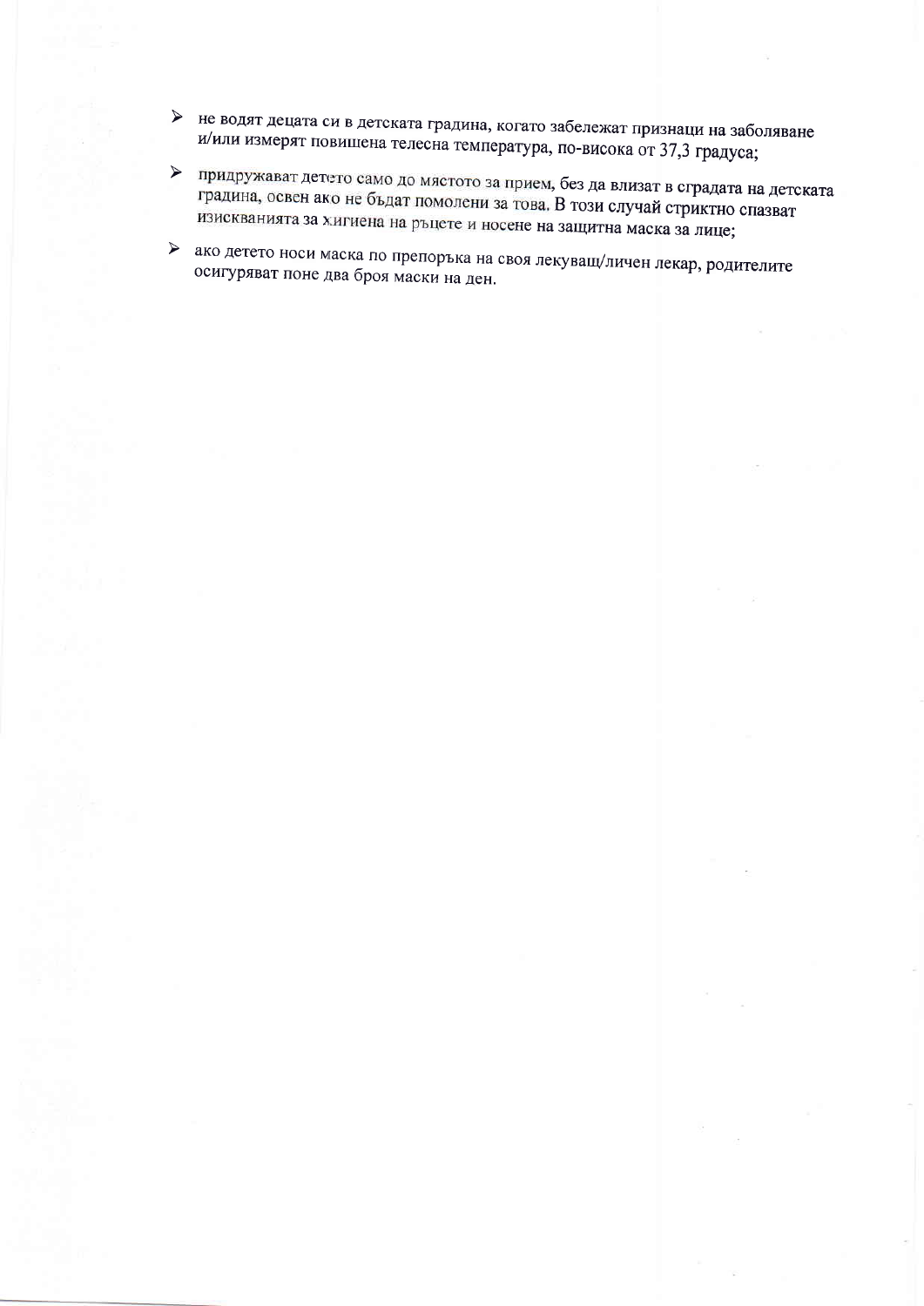- не водят децата си в детската градина, когато забележат признаци на заболяване и/или измерят повишена телесна температура, по-висока от 37,3 градуса;
- придружават детето само до мястото за прием, без да влизат в сградата на детската градина, освен ако не бъдат помолени за това. В този случай стриктно спазват изискванията за хигиена на ръцете и носене на защитна маска за лице;
- ако детето носи маска по препоръка на своя лекуващ/личен лекар, родителите осигуряват поне два броя маски на ден.